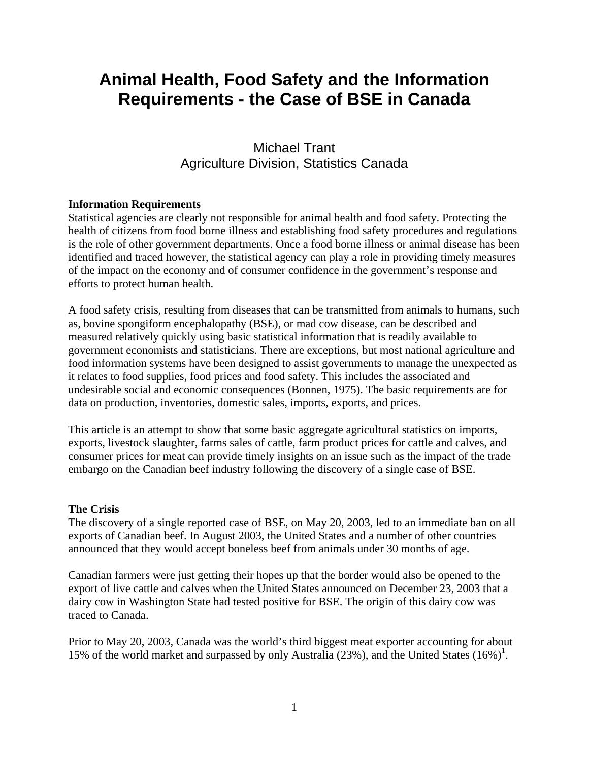# Animal Health, Food Safety and the Information Requirements - the Case of BSE in Canada

Michael Trant
Agriculture Division, Statistics Canada

**Information Requirements**

Statistical agencies are clearly not responsible for animal health and food safety. Protecting the health of citizens from food borne illness and establishing food safety procedures and regulations is the role of other government departments. Once a food borne illness or animal disease has been identified and traced however, the statistical agency can play a role in providing timely measures of the impact on the economy and of consumer confidence in the government's response and efforts to protect human health.

A food safety crisis, resulting from diseases that can be transmitted from animals to humans, such as, bovine spongiform encephalopathy (BSE), or mad cow disease, can be described and measured relatively quickly using basic statistical information that is readily available to government economists and statisticians. There are exceptions, but most national agriculture and food information systems have been designed to assist governments to manage the unexpected as it relates to food supplies, food prices and food safety. This includes the associated and undesirable social and economic consequences (Bonnen, 1975). The basic requirements are for data on production, inventories, domestic sales, imports, exports, and prices.

This article is an attempt to show that some basic aggregate agricultural statistics on imports, exports, livestock slaughter, farms sales of cattle, farm product prices for cattle and calves, and consumer prices for meat can provide timely insights on an issue such as the impact of the trade embargo on the Canadian beef industry following the discovery of a single case of BSE.

**The Crisis**

The discovery of a single reported case of BSE, on May 20, 2003, led to an immediate ban on all exports of Canadian beef. In August 2003, the United States and a number of other countries announced that they would accept boneless beef from animals under 30 months of age.

Canadian farmers were just getting their hopes up that the border would also be opened to the export of live cattle and calves when the United States announced on December 23, 2003 that a dairy cow in Washington State had tested positive for BSE. The origin of this dairy cow was traced to Canada.

Prior to May 20, 2003, Canada was the world's third biggest meat exporter accounting for about 15% of the world market and surpassed by only Australia (23%), and the United States (16%)[1].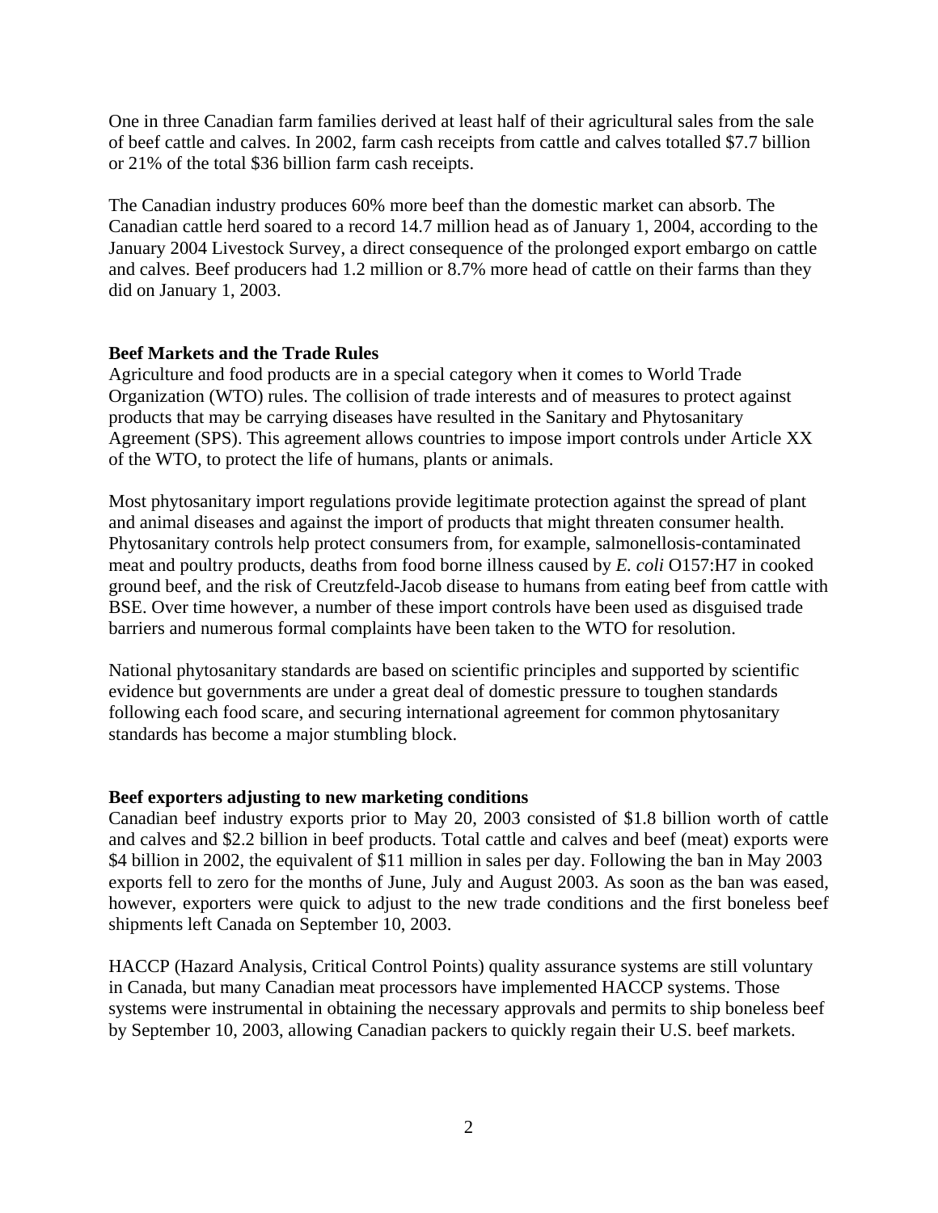One in three Canadian farm families derived at least half of their agricultural sales from the sale of beef cattle and calves. In 2002, farm cash receipts from cattle and calves totalled $7.7 billion or 21% of the total $36 billion farm cash receipts.

The Canadian industry produces 60% more beef than the domestic market can absorb. The Canadian cattle herd soared to a record 14.7 million head as of January 1, 2004, according to the January 2004 Livestock Survey, a direct consequence of the prolonged export embargo on cattle and calves. Beef producers had 1.2 million or 8.7% more head of cattle on their farms than they did on January 1, 2003.

**Beef Markets and the Trade Rules**

Agriculture and food products are in a special category when it comes to World Trade Organization (WTO) rules. The collision of trade interests and of measures to protect against products that may be carrying diseases have resulted in the Sanitary and Phytosanitary Agreement (SPS). This agreement allows countries to impose import controls under Article XX of the WTO, to protect the life of humans, plants or animals.

Most phytosanitary import regulations provide legitimate protection against the spread of plant and animal diseases and against the import of products that might threaten consumer health. Phytosanitary controls help protect consumers from, for example, salmonellosis-contaminated meat and poultry products, deaths from food borne illness caused by *E. coli* O157:H7 in cooked ground beef, and the risk of Creutzfeld-Jacob disease to humans from eating beef from cattle with BSE. Over time however, a number of these import controls have been used as disguised trade barriers and numerous formal complaints have been taken to the WTO for resolution.

National phytosanitary standards are based on scientific principles and supported by scientific evidence but governments are under a great deal of domestic pressure to toughen standards following each food scare, and securing international agreement for common phytosanitary standards has become a major stumbling block.

**Beef exporters adjusting to new marketing conditions**

Canadian beef industry exports prior to May 20, 2003 consisted of $1.8 billion worth of cattle and calves and $2.2 billion in beef products. Total cattle and calves and beef (meat) exports were $4 billion in 2002, the equivalent of $11 million in sales per day. Following the ban in May 2003 exports fell to zero for the months of June, July and August 2003. As soon as the ban was eased, however, exporters were quick to adjust to the new trade conditions and the first boneless beef shipments left Canada on September 10, 2003.

HACCP (Hazard Analysis, Critical Control Points) quality assurance systems are still voluntary in Canada, but many Canadian meat processors have implemented HACCP systems. Those systems were instrumental in obtaining the necessary approvals and permits to ship boneless beef by September 10, 2003, allowing Canadian packers to quickly regain their U.S. beef markets.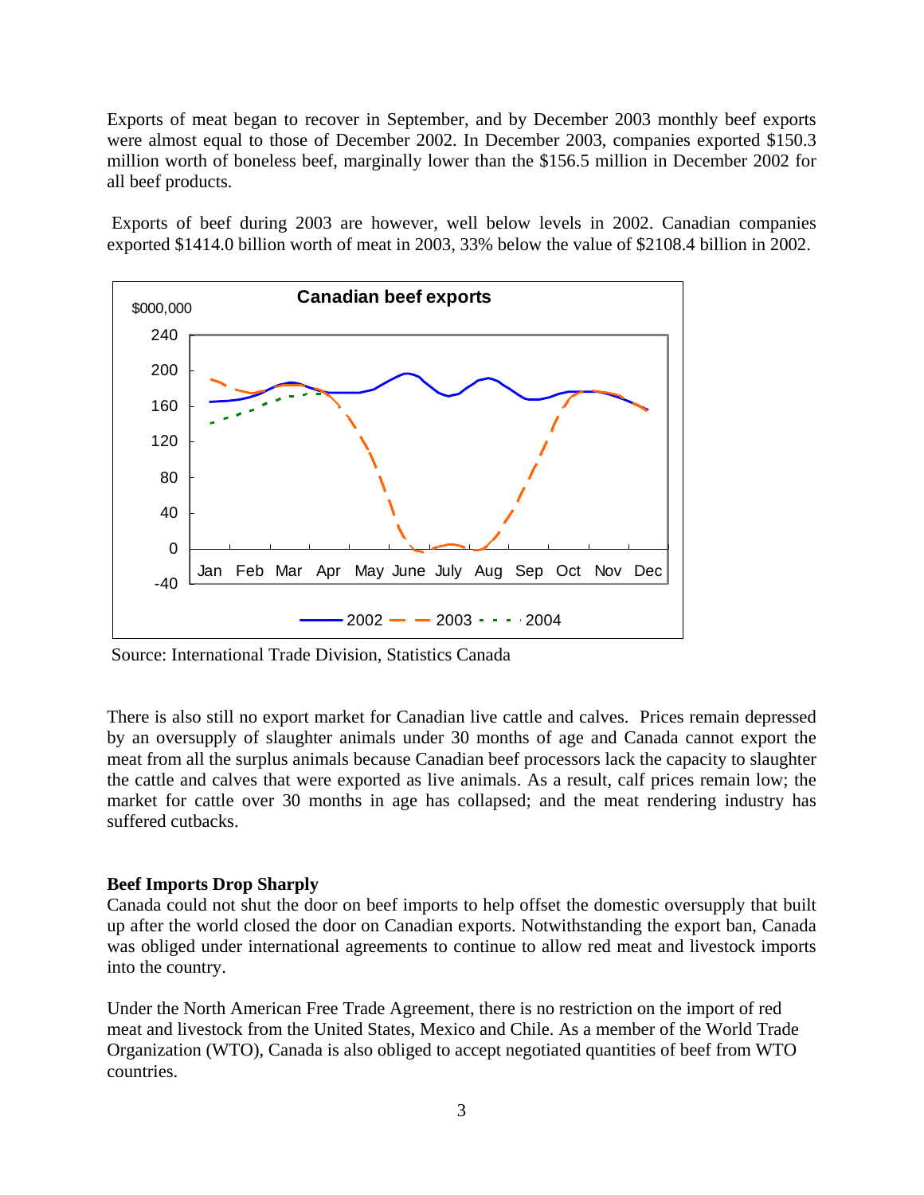Exports of meat began to recover in September, and by December 2003 monthly beef exports were almost equal to those of December 2002. In December 2003, companies exported $150.3 million worth of boneless beef, marginally lower than the $156.5 million in December 2002 for all beef products.

Exports of beef during 2003 are however, well below levels in 2002. Canadian companies exported $1414.0 billion worth of meat in 2003, 33% below the value of $2108.4 billion in 2002.

Source: International Trade Division, Statistics Canada

There is also still no export market for Canadian live cattle and calves. Prices remain depressed by an oversupply of slaughter animals under 30 months of age and Canada cannot export the meat from all the surplus animals because Canadian beef processors lack the capacity to slaughter the cattle and calves that were exported as live animals. As a result, calf prices remain low; the market for cattle over 30 months in age has collapsed; and the meat rendering industry has suffered cutbacks.

**Beef Imports Drop Sharply**

Canada could not shut the door on beef imports to help offset the domestic oversupply that built up after the world closed the door on Canadian exports. Notwithstanding the export ban, Canada was obliged under international agreements to continue to allow red meat and livestock imports into the country.

Under the North American Free Trade Agreement, there is no restriction on the import of red meat and livestock from the United States, Mexico and Chile. As a member of the World Trade Organization (WTO), Canada is also obliged to accept negotiated quantities of beef from WTO countries.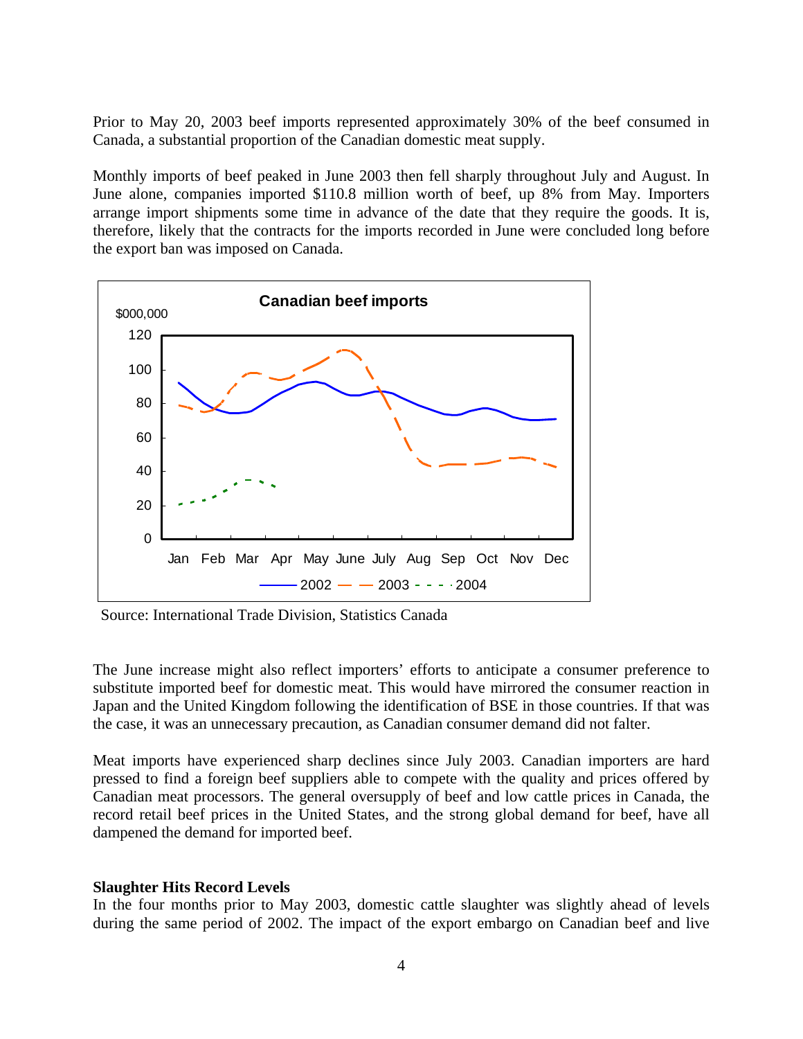Prior to May 20, 2003 beef imports represented approximately 30% of the beef consumed in Canada, a substantial proportion of the Canadian domestic meat supply.

Monthly imports of beef peaked in June 2003 then fell sharply throughout July and August. In June alone, companies imported $110.8 million worth of beef, up 8% from May. Importers arrange import shipments some time in advance of the date that they require the goods. It is, therefore, likely that the contracts for the imports recorded in June were concluded long before the export ban was imposed on Canada.

**Canadian beef imports**

Source: International Trade Division, Statistics Canada

The June increase might also reflect importers' efforts to anticipate a consumer preference to substitute imported beef for domestic meat. This would have mirrored the consumer reaction in Japan and the United Kingdom following the identification of BSE in those countries. If that was the case, it was an unnecessary precaution, as Canadian consumer demand did not falter.

Meat imports have experienced sharp declines since July 2003. Canadian importers are hard pressed to find a foreign beef suppliers able to compete with the quality and prices offered by Canadian meat processors. The general oversupply of beef and low cattle prices in Canada, the record retail beef prices in the United States, and the strong global demand for beef, have all dampened the demand for imported beef.

**Slaughter Hits Record Levels**

In the four months prior to May 2003, domestic cattle slaughter was slightly ahead of levels during the same period of 2002. The impact of the export embargo on Canadian beef and live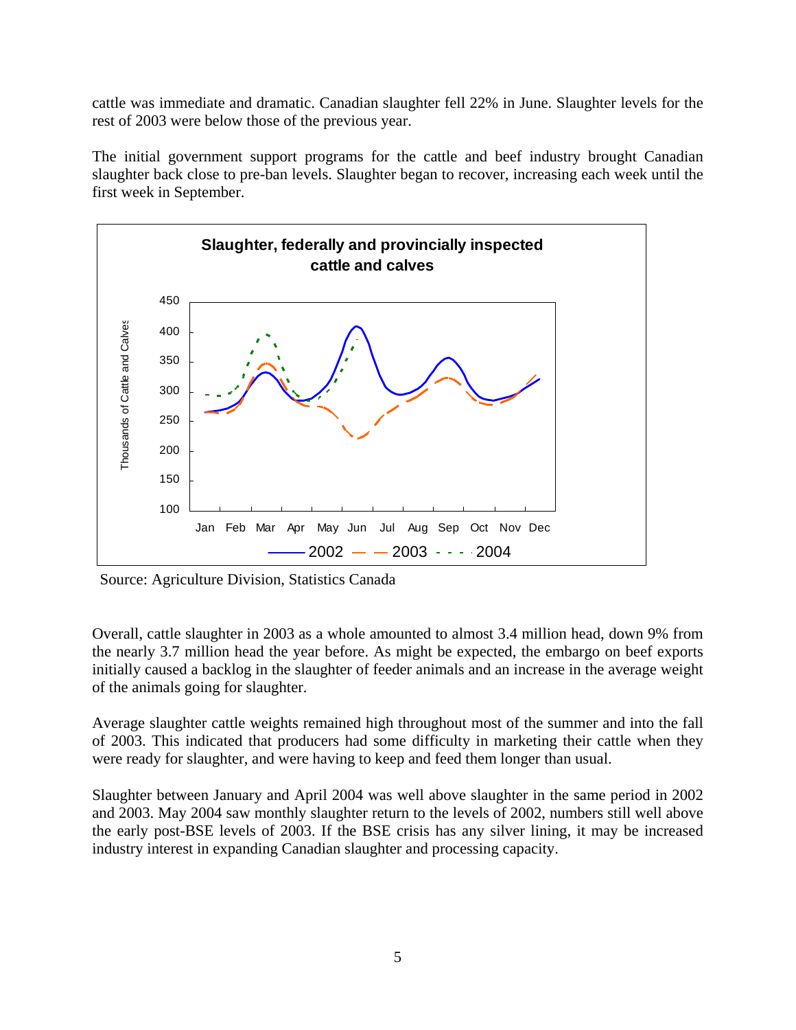cattle was immediate and dramatic. Canadian slaughter fell 22% in June. Slaughter levels for the rest of 2003 were below those of the previous year.

The initial government support programs for the cattle and beef industry brought Canadian slaughter back close to pre-ban levels. Slaughter began to recover, increasing each week until the first week in September.

**Slaughter, federally and provincially inspected cattle and calves**

Source: Agriculture Division, Statistics Canada

Overall, cattle slaughter in 2003 as a whole amounted to almost 3.4 million head, down 9% from the nearly 3.7 million head the year before. As might be expected, the embargo on beef exports initially caused a backlog in the slaughter of feeder animals and an increase in the average weight of the animals going for slaughter.

Average slaughter cattle weights remained high throughout most of the summer and into the fall of 2003. This indicated that producers had some difficulty in marketing their cattle when they were ready for slaughter, and were having to keep and feed them longer than usual.

Slaughter between January and April 2004 was well above slaughter in the same period in 2002 and 2003. May 2004 saw monthly slaughter return to the levels of 2002, numbers still well above the early post-BSE levels of 2003. If the BSE crisis has any silver lining, it may be increased industry interest in expanding Canadian slaughter and processing capacity.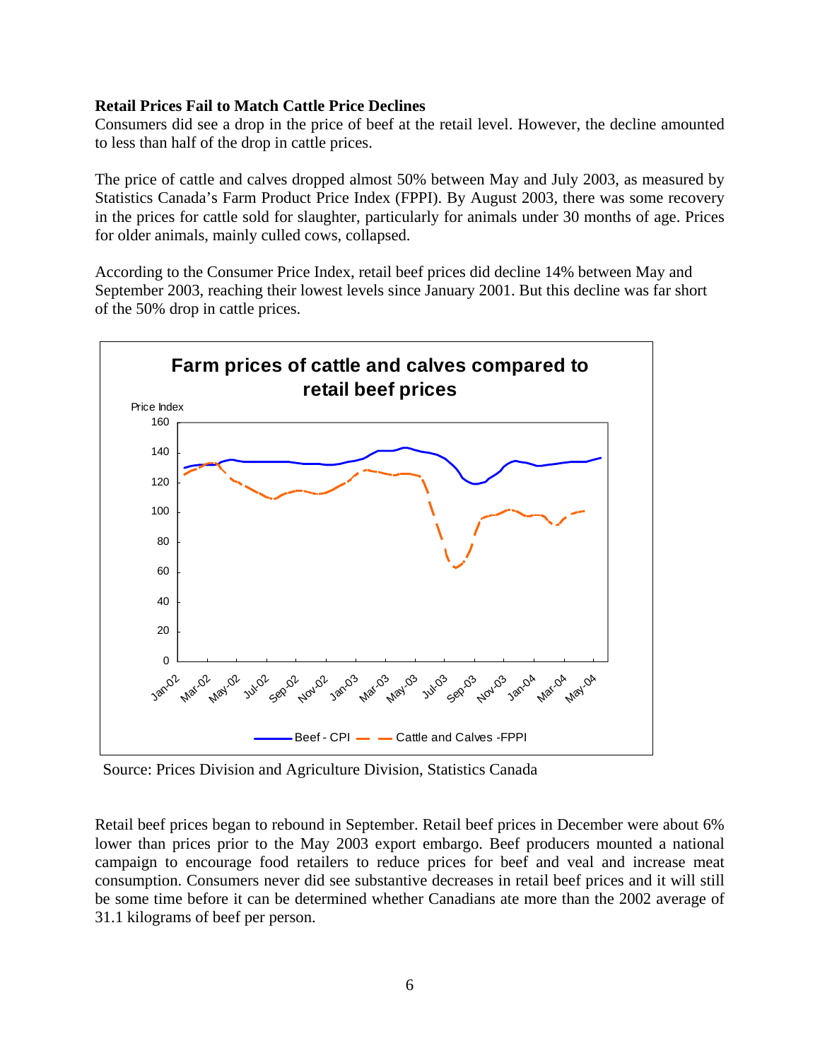**Retail Prices Fail to Match Cattle Price Declines**

Consumers did see a drop in the price of beef at the retail level. However, the decline amounted to less than half of the drop in cattle prices.

The price of cattle and calves dropped almost 50% between May and July 2003, as measured by Statistics Canada's Farm Product Price Index (FPPI). By August 2003, there was some recovery in the prices for cattle sold for slaughter, particularly for animals under 30 months of age. Prices for older animals, mainly culled cows, collapsed.

According to the Consumer Price Index, retail beef prices did decline 14% between May and September 2003, reaching their lowest levels since January 2001. But this decline was far short of the 50% drop in cattle prices.

**Farm prices of cattle and calves compared to retail beef prices**

Source: Prices Division and Agriculture Division, Statistics Canada

Retail beef prices began to rebound in September. Retail beef prices in December were about 6% lower than prices prior to the May 2003 export embargo. Beef producers mounted a national campaign to encourage food retailers to reduce prices for beef and veal and increase meat consumption. Consumers never did see substantive decreases in retail beef prices and it will still be some time before it can be determined whether Canadians ate more than the 2002 average of 31.1 kilograms of beef per person.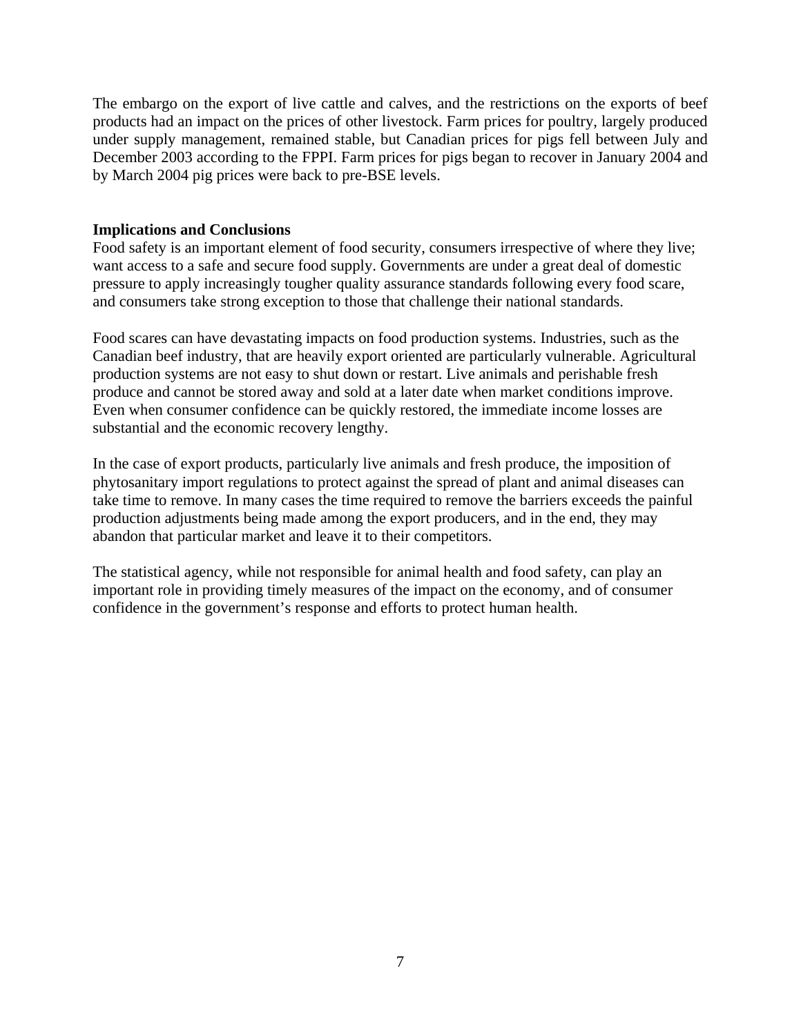The embargo on the export of live cattle and calves, and the restrictions on the exports of beef products had an impact on the prices of other livestock. Farm prices for poultry, largely produced under supply management, remained stable, but Canadian prices for pigs fell between July and December 2003 according to the FPPI. Farm prices for pigs began to recover in January 2004 and by March 2004 pig prices were back to pre-BSE levels.

**Implications and Conclusions**

Food safety is an important element of food security, consumers irrespective of where they live; want access to a safe and secure food supply. Governments are under a great deal of domestic pressure to apply increasingly tougher quality assurance standards following every food scare, and consumers take strong exception to those that challenge their national standards.

Food scares can have devastating impacts on food production systems. Industries, such as the Canadian beef industry, that are heavily export oriented are particularly vulnerable. Agricultural production systems are not easy to shut down or restart. Live animals and perishable fresh produce and cannot be stored away and sold at a later date when market conditions improve. Even when consumer confidence can be quickly restored, the immediate income losses are substantial and the economic recovery lengthy.

In the case of export products, particularly live animals and fresh produce, the imposition of phytosanitary import regulations to protect against the spread of plant and animal diseases can take time to remove. In many cases the time required to remove the barriers exceeds the painful production adjustments being made among the export producers, and in the end, they may abandon that particular market and leave it to their competitors.

The statistical agency, while not responsible for animal health and food safety, can play an important role in providing timely measures of the impact on the economy, and of consumer confidence in the government's response and efforts to protect human health.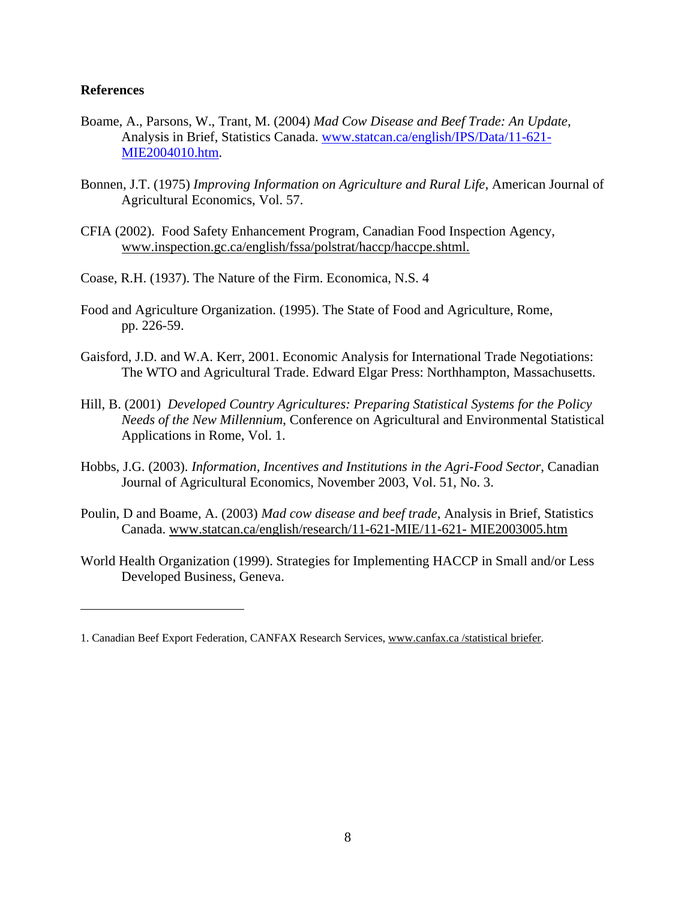**References**

Boame, A., Parsons, W., Trant, M. (2004) *Mad Cow Disease and Beef Trade: An Update*, Analysis in Brief, Statistics Canada. www.statcan.ca/english/IPS/Data/11-621-MIE2004010.htm.

Bonnen, J.T. (1975) *Improving Information on Agriculture and Rural Life*, American Journal of Agricultural Economics, Vol. 57.

CFIA (2002). Food Safety Enhancement Program, Canadian Food Inspection Agency, www.inspection.gc.ca/english/fssa/polstrat/haccp/haccpe.shtml.

Coase, R.H. (1937). The Nature of the Firm. Economica, N.S. 4

Food and Agriculture Organization. (1995). The State of Food and Agriculture, Rome, pp. 226-59.

Gaisford, J.D. and W.A. Kerr, 2001. Economic Analysis for International Trade Negotiations: The WTO and Agricultural Trade. Edward Elgar Press: Northhampton, Massachusetts.

Hill, B. (2001) *Developed Country Agricultures: Preparing Statistical Systems for the Policy Needs of the New Millennium*, Conference on Agricultural and Environmental Statistical Applications in Rome, Vol. 1.

Hobbs, J.G. (2003). *Information, Incentives and Institutions in the Agri-Food Sector*, Canadian Journal of Agricultural Economics, November 2003, Vol. 51, No. 3.

Poulin, D and Boame, A. (2003) *Mad cow disease and beef trade*, Analysis in Brief, Statistics Canada. www.statcan.ca/english/research/11-621-MIE/11-621- MIE2003005.htm

World Health Organization (1999). Strategies for Implementing HACCP in Small and/or Less Developed Business, Geneva.

---

1. Canadian Beef Export Federation, CANFAX Research Services, www.canfax.ca /statistical briefer.